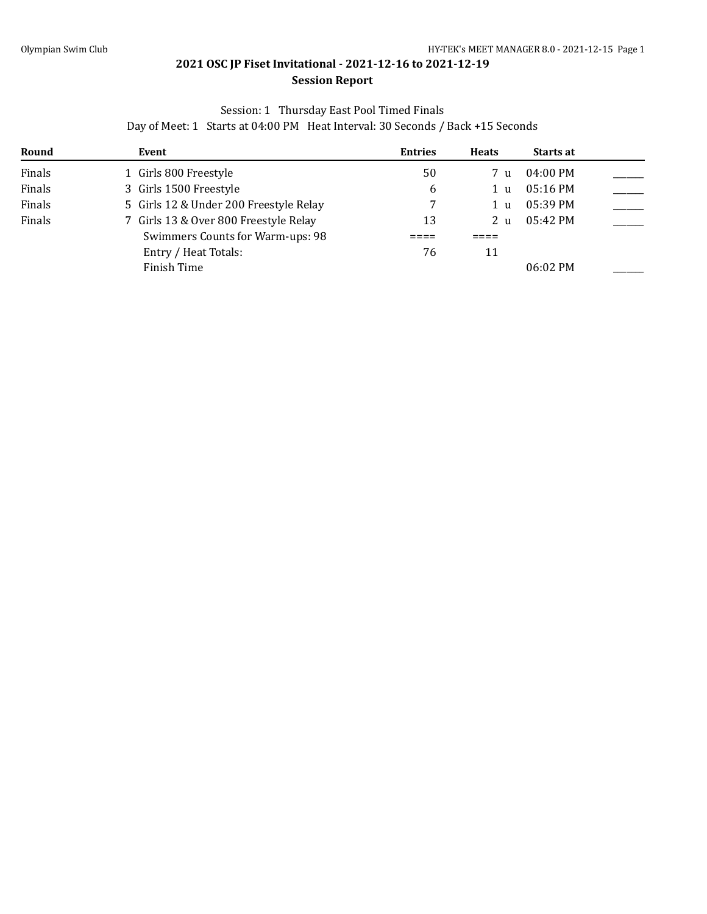## 2021 OSC JP Fiset Invitational - 2021-12-16 to 2021-12-19

### Session Report

Session: 1 Thursday East Pool Timed Finals

Day of Meet: 1 Starts at 04:00 PM Heat Interval: 30 Seconds / Back +15 Seconds

| Round | Event | Entries | Heats | Starts at | |
|---|---|---|---|---|---|
| Finals | 1 Girls 800 Freestyle | 50 | 7 u | 04:00 PM | ______ |
| Finals | 3 Girls 1500 Freestyle | 6 | 1 u | 05:16 PM | ______ |
| Finals | 5 Girls 12 & Under 200 Freestyle Relay | 7 | 1 u | 05:39 PM | ______ |
| Finals | 7 Girls 13 & Over 800 Freestyle Relay | 13 | 2 u | 05:42 PM | ______ |
| | Swimmers Counts for Warm-ups: 98 | ==== | ==== | | |
| | Entry / Heat Totals: | 76 | 11 | | |
| | Finish Time | | | 06:02 PM | ______ |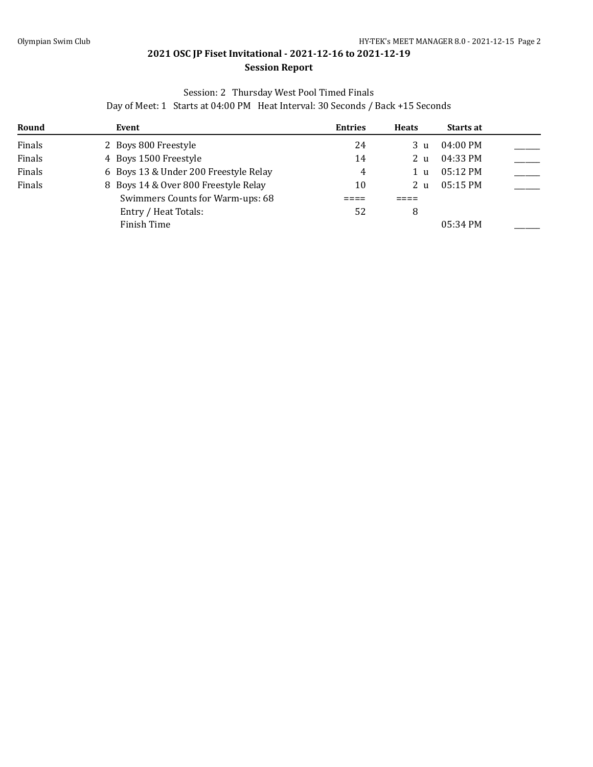## 2021 OSC JP Fiset Invitational - 2021-12-16 to 2021-12-19

### Session Report

Session: 2 Thursday West Pool Timed Finals

Day of Meet: 1 Starts at 04:00 PM Heat Interval: 30 Seconds / Back +15 Seconds

| Round | Event | Entries | Heats | Starts at | |
|---|---|---|---|---|---|
| Finals | 2 Boys 800 Freestyle | 24 | 3 u | 04:00 PM | ______ |
| Finals | 4 Boys 1500 Freestyle | 14 | 2 u | 04:33 PM | ______ |
| Finals | 6 Boys 13 & Under 200 Freestyle Relay | 4 | 1 u | 05:12 PM | ______ |
| Finals | 8 Boys 14 & Over 800 Freestyle Relay | 10 | 2 u | 05:15 PM | ______ |
| | Swimmers Counts for Warm-ups: 68 | ==== | ==== | | |
| | Entry / Heat Totals: | 52 | 8 | | |
| | Finish Time | | | 05:34 PM | ______ |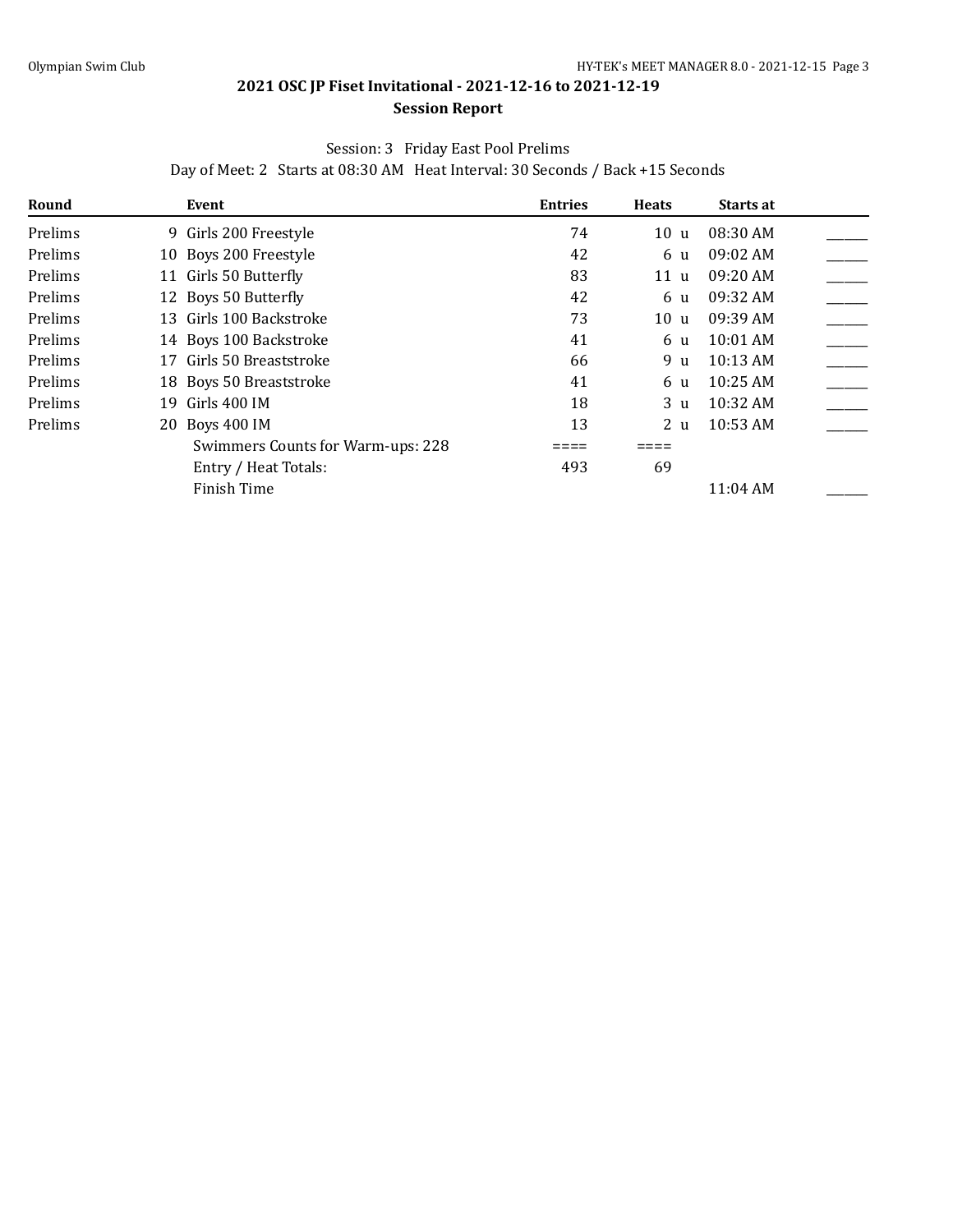## 2021 OSC JP Fiset Invitational - 2021-12-16 to 2021-12-19

### Session Report

Session: 3 Friday East Pool Prelims

Day of Meet: 2 Starts at 08:30 AM Heat Interval: 30 Seconds / Back +15 Seconds

| Round | | Event | Entries | Heats | | Starts at | |
|---|---|---|---|---|---|---|---|
| Prelims | 9 | Girls 200 Freestyle | 74 | 10 | u | 08:30 AM | ______ |
| Prelims | 10 | Boys 200 Freestyle | 42 | 6 | u | 09:02 AM | ______ |
| Prelims | 11 | Girls 50 Butterfly | 83 | 11 | u | 09:20 AM | ______ |
| Prelims | 12 | Boys 50 Butterfly | 42 | 6 | u | 09:32 AM | ______ |
| Prelims | 13 | Girls 100 Backstroke | 73 | 10 | u | 09:39 AM | ______ |
| Prelims | 14 | Boys 100 Backstroke | 41 | 6 | u | 10:01 AM | ______ |
| Prelims | 17 | Girls 50 Breaststroke | 66 | 9 | u | 10:13 AM | ______ |
| Prelims | 18 | Boys 50 Breaststroke | 41 | 6 | u | 10:25 AM | ______ |
| Prelims | 19 | Girls 400 IM | 18 | 3 | u | 10:32 AM | ______ |
| Prelims | 20 | Boys 400 IM | 13 | 2 | u | 10:53 AM | ______ |
| | | Swimmers Counts for Warm-ups: 228 | ==== | ==== | | | |
| | | Entry / Heat Totals: | 493 | 69 | | | |
| | | Finish Time | | | | 11:04 AM | ______ |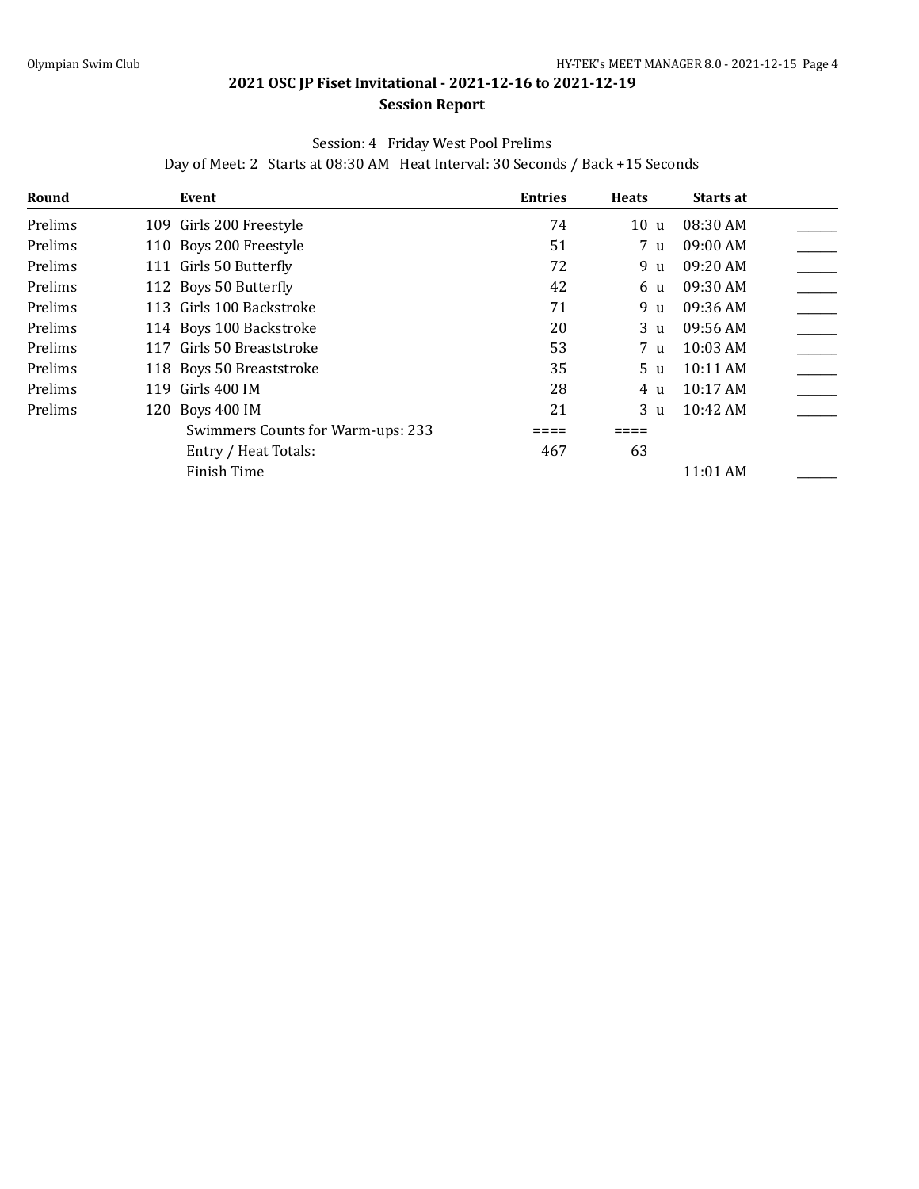## 2021 OSC JP Fiset Invitational - 2021-12-16 to 2021-12-19

### Session Report

Session: 4 Friday West Pool Prelims

Day of Meet: 2 Starts at 08:30 AM Heat Interval: 30 Seconds / Back +15 Seconds

| Round | Event | Entries | Heats | Starts at | |
|---|---|---|---|---|---|
| Prelims | 109 Girls 200 Freestyle | 74 | 10 u | 08:30 AM | ______ |
| Prelims | 110 Boys 200 Freestyle | 51 | 7 u | 09:00 AM | ______ |
| Prelims | 111 Girls 50 Butterfly | 72 | 9 u | 09:20 AM | ______ |
| Prelims | 112 Boys 50 Butterfly | 42 | 6 u | 09:30 AM | ______ |
| Prelims | 113 Girls 100 Backstroke | 71 | 9 u | 09:36 AM | ______ |
| Prelims | 114 Boys 100 Backstroke | 20 | 3 u | 09:56 AM | ______ |
| Prelims | 117 Girls 50 Breaststroke | 53 | 7 u | 10:03 AM | ______ |
| Prelims | 118 Boys 50 Breaststroke | 35 | 5 u | 10:11 AM | ______ |
| Prelims | 119 Girls 400 IM | 28 | 4 u | 10:17 AM | ______ |
| Prelims | 120 Boys 400 IM | 21 | 3 u | 10:42 AM | ______ |
| | Swimmers Counts for Warm-ups: 233 | ==== | ==== | | |
| | Entry / Heat Totals: | 467 | 63 | | |
| | Finish Time | | | 11:01 AM | ______ |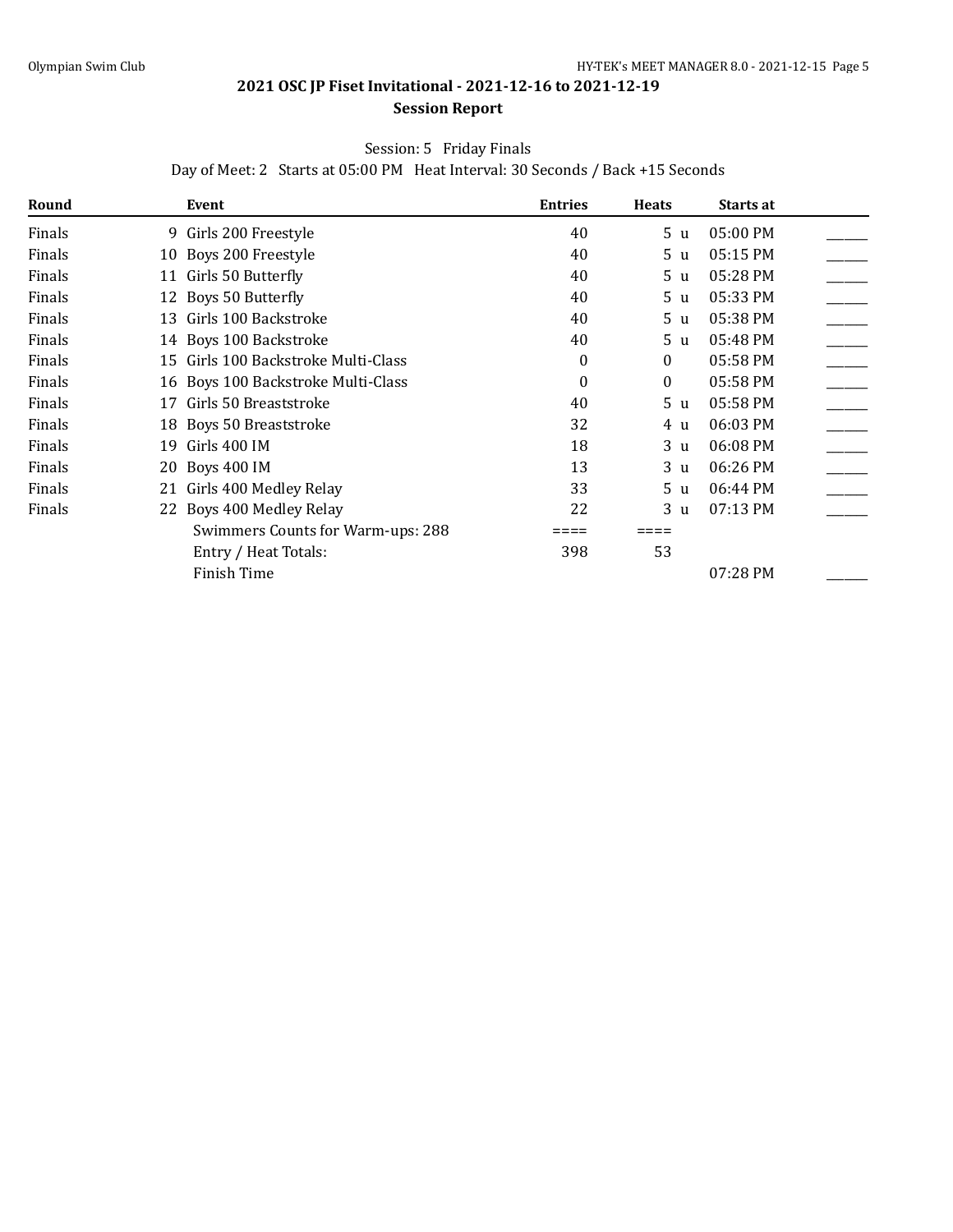## 2021 OSC JP Fiset Invitational - 2021-12-16 to 2021-12-19

### Session Report

Session: 5 Friday Finals

Day of Meet: 2 Starts at 05:00 PM Heat Interval: 30 Seconds / Back +15 Seconds

| Round | | Event | Entries | Heats | | Starts at | |
|---|---|---|---|---|---|---|---|
| Finals | 9 | Girls 200 Freestyle | 40 | 5 | u | 05:00 PM | ______ |
| Finals | 10 | Boys 200 Freestyle | 40 | 5 | u | 05:15 PM | ______ |
| Finals | 11 | Girls 50 Butterfly | 40 | 5 | u | 05:28 PM | ______ |
| Finals | 12 | Boys 50 Butterfly | 40 | 5 | u | 05:33 PM | ______ |
| Finals | 13 | Girls 100 Backstroke | 40 | 5 | u | 05:38 PM | ______ |
| Finals | 14 | Boys 100 Backstroke | 40 | 5 | u | 05:48 PM | ______ |
| Finals | 15 | Girls 100 Backstroke Multi-Class | 0 | 0 | | 05:58 PM | ______ |
| Finals | 16 | Boys 100 Backstroke Multi-Class | 0 | 0 | | 05:58 PM | ______ |
| Finals | 17 | Girls 50 Breaststroke | 40 | 5 | u | 05:58 PM | ______ |
| Finals | 18 | Boys 50 Breaststroke | 32 | 4 | u | 06:03 PM | ______ |
| Finals | 19 | Girls 400 IM | 18 | 3 | u | 06:08 PM | ______ |
| Finals | 20 | Boys 400 IM | 13 | 3 | u | 06:26 PM | ______ |
| Finals | 21 | Girls 400 Medley Relay | 33 | 5 | u | 06:44 PM | ______ |
| Finals | 22 | Boys 400 Medley Relay | 22 | 3 | u | 07:13 PM | ______ |
| | | Swimmers Counts for Warm-ups: 288 | ==== | ==== | | | |
| | | Entry / Heat Totals: | 398 | 53 | | | |
| | | Finish Time | | | | 07:28 PM | ______ |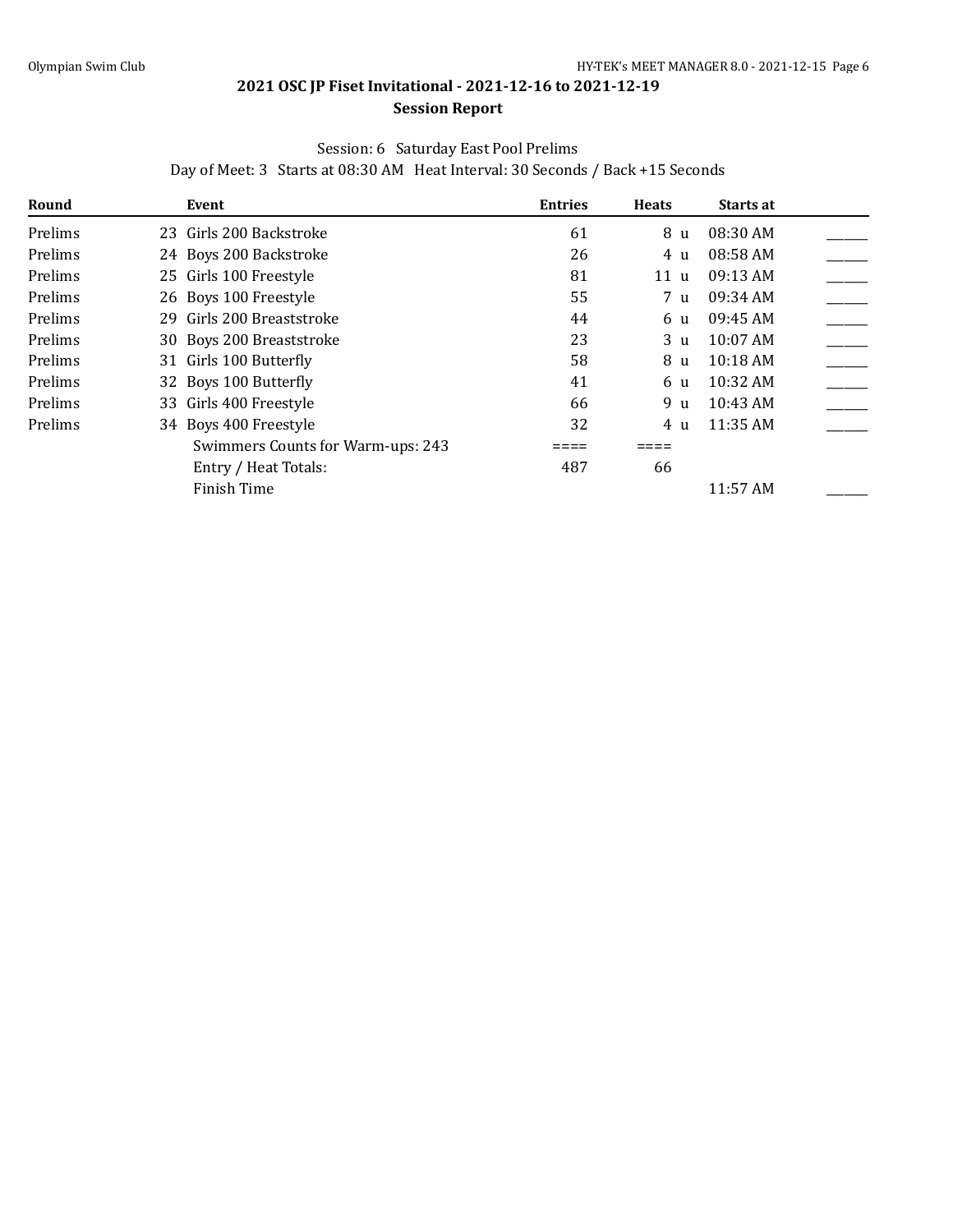# 2021 OSC JP Fiset Invitational - 2021-12-16 to 2021-12-19

## Session Report

Session: 6 Saturday East Pool Prelims

Day of Meet: 3 Starts at 08:30 AM Heat Interval: 30 Seconds / Back +15 Seconds

| Round | Event | Entries | Heats | Starts at | |
|---|---|---|---|---|---|
| Prelims | 23 Girls 200 Backstroke | 61 | 8 u | 08:30 AM | _____ |
| Prelims | 24 Boys 200 Backstroke | 26 | 4 u | 08:58 AM | _____ |
| Prelims | 25 Girls 100 Freestyle | 81 | 11 u | 09:13 AM | _____ |
| Prelims | 26 Boys 100 Freestyle | 55 | 7 u | 09:34 AM | _____ |
| Prelims | 29 Girls 200 Breaststroke | 44 | 6 u | 09:45 AM | _____ |
| Prelims | 30 Boys 200 Breaststroke | 23 | 3 u | 10:07 AM | _____ |
| Prelims | 31 Girls 100 Butterfly | 58 | 8 u | 10:18 AM | _____ |
| Prelims | 32 Boys 100 Butterfly | 41 | 6 u | 10:32 AM | _____ |
| Prelims | 33 Girls 400 Freestyle | 66 | 9 u | 10:43 AM | _____ |
| Prelims | 34 Boys 400 Freestyle | 32 | 4 u | 11:35 AM | _____ |
| | Swimmers Counts for Warm-ups: 243 | ==== | ==== | | |
| | Entry / Heat Totals: | 487 | 66 | | |
| | Finish Time | | | 11:57 AM | _____ |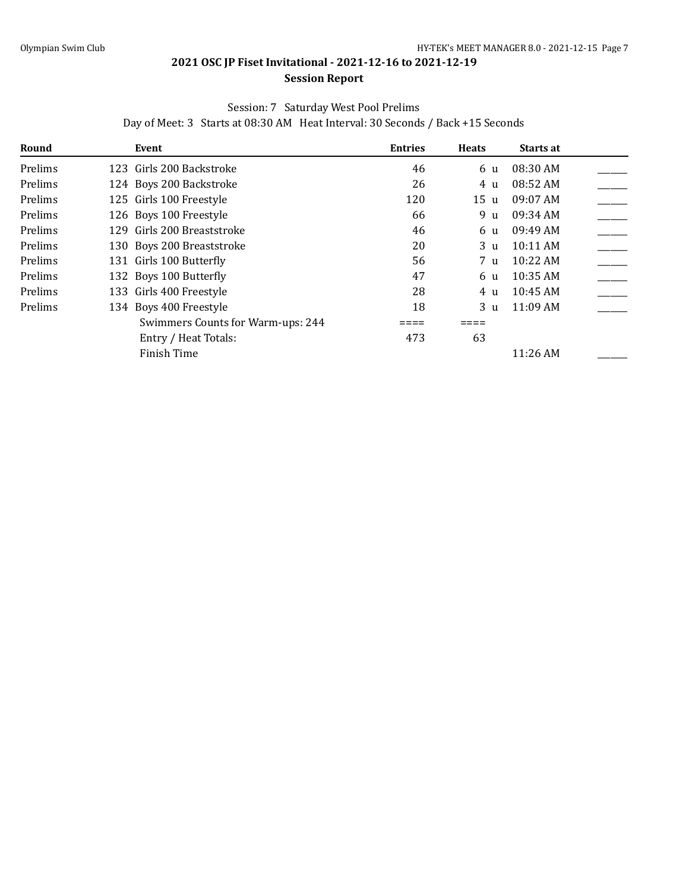# 2021 OSC JP Fiset Invitational - 2021-12-16 to 2021-12-19

## Session Report

Session: 7 Saturday West Pool Prelims

Day of Meet: 3 Starts at 08:30 AM Heat Interval: 30 Seconds / Back +15 Seconds

| Round | | Event | Entries | Heats | | Starts at | |
|---|---|---|---|---|---|---|---|
| Prelims | 123 | Girls 200 Backstroke | 46 | 6 | u | 08:30 AM | ______ |
| Prelims | 124 | Boys 200 Backstroke | 26 | 4 | u | 08:52 AM | ______ |
| Prelims | 125 | Girls 100 Freestyle | 120 | 15 | u | 09:07 AM | ______ |
| Prelims | 126 | Boys 100 Freestyle | 66 | 9 | u | 09:34 AM | ______ |
| Prelims | 129 | Girls 200 Breaststroke | 46 | 6 | u | 09:49 AM | ______ |
| Prelims | 130 | Boys 200 Breaststroke | 20 | 3 | u | 10:11 AM | ______ |
| Prelims | 131 | Girls 100 Butterfly | 56 | 7 | u | 10:22 AM | ______ |
| Prelims | 132 | Boys 100 Butterfly | 47 | 6 | u | 10:35 AM | ______ |
| Prelims | 133 | Girls 400 Freestyle | 28 | 4 | u | 10:45 AM | ______ |
| Prelims | 134 | Boys 400 Freestyle | 18 | 3 | u | 11:09 AM | ______ |
| | | Swimmers Counts for Warm-ups: 244 | ==== | ==== | | | |
| | | Entry / Heat Totals: | 473 | 63 | | | |
| | | Finish Time | | | | 11:26 AM | ______ |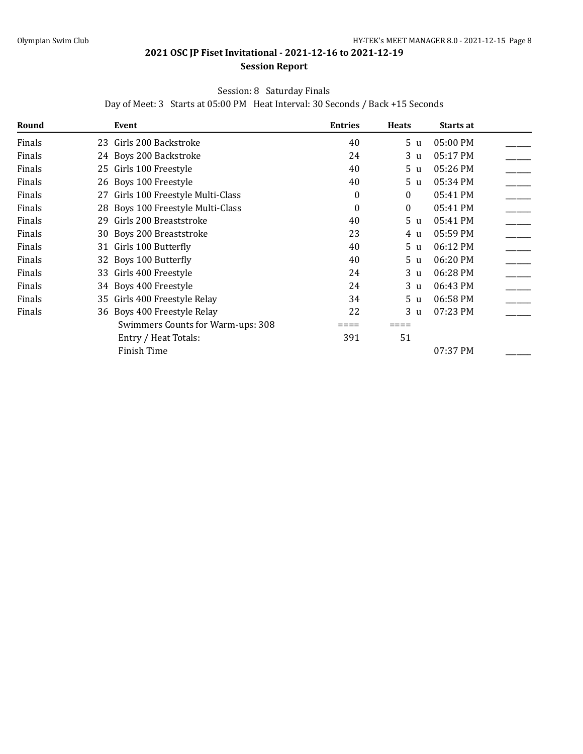## 2021 OSC JP Fiset Invitational - 2021-12-16 to 2021-12-19

### Session Report

Session: 8 Saturday Finals

Day of Meet: 3 Starts at 05:00 PM Heat Interval: 30 Seconds / Back +15 Seconds

| Round | Event | Entries | Heats | Starts at | |
|---|---|---|---|---|---|
| Finals | 23 Girls 200 Backstroke | 40 | 5 u | 05:00 PM | ______ |
| Finals | 24 Boys 200 Backstroke | 24 | 3 u | 05:17 PM | ______ |
| Finals | 25 Girls 100 Freestyle | 40 | 5 u | 05:26 PM | ______ |
| Finals | 26 Boys 100 Freestyle | 40 | 5 u | 05:34 PM | ______ |
| Finals | 27 Girls 100 Freestyle Multi-Class | 0 | 0 | 05:41 PM | ______ |
| Finals | 28 Boys 100 Freestyle Multi-Class | 0 | 0 | 05:41 PM | ______ |
| Finals | 29 Girls 200 Breaststroke | 40 | 5 u | 05:41 PM | ______ |
| Finals | 30 Boys 200 Breaststroke | 23 | 4 u | 05:59 PM | ______ |
| Finals | 31 Girls 100 Butterfly | 40 | 5 u | 06:12 PM | ______ |
| Finals | 32 Boys 100 Butterfly | 40 | 5 u | 06:20 PM | ______ |
| Finals | 33 Girls 400 Freestyle | 24 | 3 u | 06:28 PM | ______ |
| Finals | 34 Boys 400 Freestyle | 24 | 3 u | 06:43 PM | ______ |
| Finals | 35 Girls 400 Freestyle Relay | 34 | 5 u | 06:58 PM | ______ |
| Finals | 36 Boys 400 Freestyle Relay | 22 | 3 u | 07:23 PM | ______ |
| | Swimmers Counts for Warm-ups: 308 | ==== | ==== | | |
| | Entry / Heat Totals: | 391 | 51 | | |
| | Finish Time | | | 07:37 PM | ______ |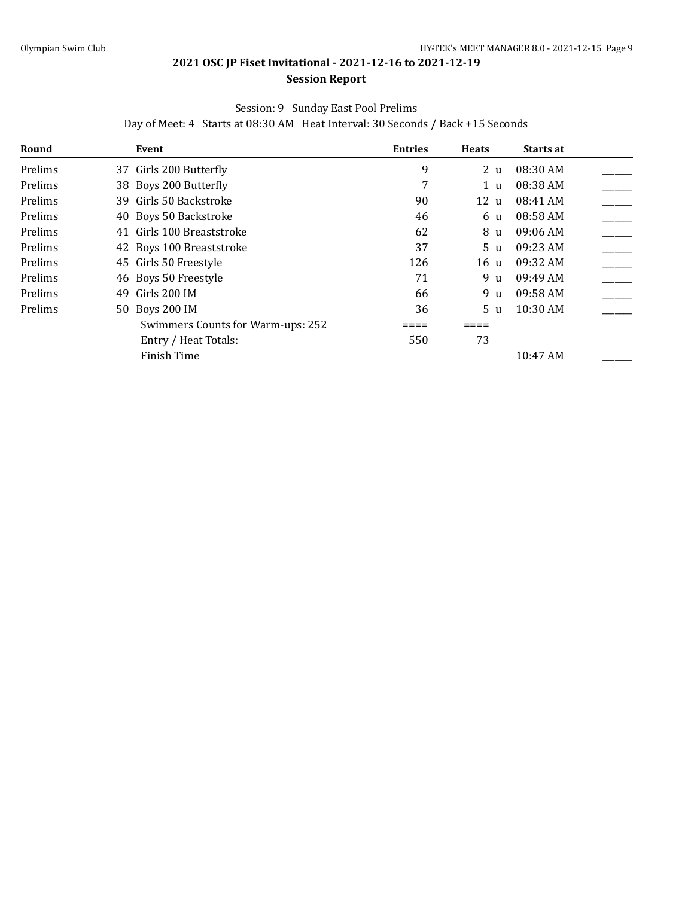## 2021 OSC JP Fiset Invitational - 2021-12-16 to 2021-12-19

### Session Report

Session: 9 Sunday East Pool Prelims

Day of Meet: 4 Starts at 08:30 AM Heat Interval: 30 Seconds / Back +15 Seconds

| Round | Event | Entries | Heats | Starts at | |
|---|---|---|---|---|---|
| Prelims | 37 Girls 200 Butterfly | 9 | 2 u | 08:30 AM | ______ |
| Prelims | 38 Boys 200 Butterfly | 7 | 1 u | 08:38 AM | ______ |
| Prelims | 39 Girls 50 Backstroke | 90 | 12 u | 08:41 AM | ______ |
| Prelims | 40 Boys 50 Backstroke | 46 | 6 u | 08:58 AM | ______ |
| Prelims | 41 Girls 100 Breaststroke | 62 | 8 u | 09:06 AM | ______ |
| Prelims | 42 Boys 100 Breaststroke | 37 | 5 u | 09:23 AM | ______ |
| Prelims | 45 Girls 50 Freestyle | 126 | 16 u | 09:32 AM | ______ |
| Prelims | 46 Boys 50 Freestyle | 71 | 9 u | 09:49 AM | ______ |
| Prelims | 49 Girls 200 IM | 66 | 9 u | 09:58 AM | ______ |
| Prelims | 50 Boys 200 IM | 36 | 5 u | 10:30 AM | ______ |
| | Swimmers Counts for Warm-ups: 252 | ==== | ==== | | |
| | Entry / Heat Totals: | 550 | 73 | | |
| | Finish Time | | | 10:47 AM | ______ |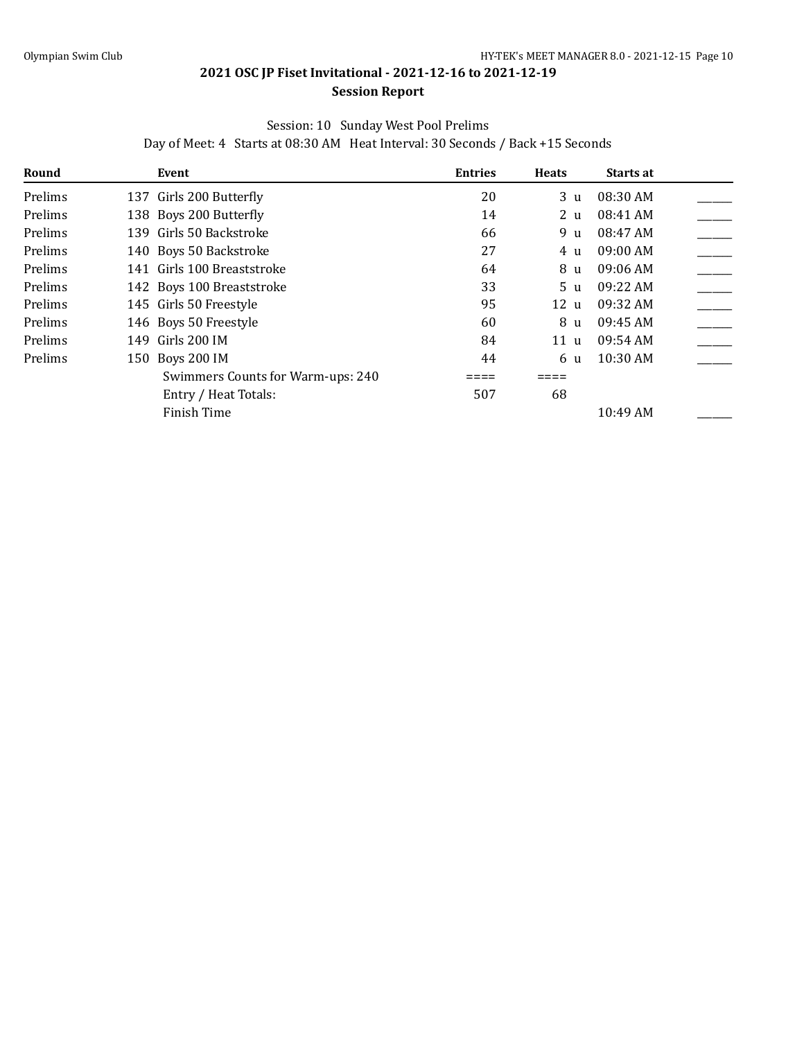## 2021 OSC JP Fiset Invitational - 2021-12-16 to 2021-12-19

### Session Report

Session: 10 Sunday West Pool Prelims

Day of Meet: 4 Starts at 08:30 AM Heat Interval: 30 Seconds / Back +15 Seconds

| Round | Event | Entries | Heats | Starts at | |
|---|---|---|---|---|---|
| Prelims | 137 Girls 200 Butterfly | 20 | 3 u | 08:30 AM | ______ |
| Prelims | 138 Boys 200 Butterfly | 14 | 2 u | 08:41 AM | ______ |
| Prelims | 139 Girls 50 Backstroke | 66 | 9 u | 08:47 AM | ______ |
| Prelims | 140 Boys 50 Backstroke | 27 | 4 u | 09:00 AM | ______ |
| Prelims | 141 Girls 100 Breaststroke | 64 | 8 u | 09:06 AM | ______ |
| Prelims | 142 Boys 100 Breaststroke | 33 | 5 u | 09:22 AM | ______ |
| Prelims | 145 Girls 50 Freestyle | 95 | 12 u | 09:32 AM | ______ |
| Prelims | 146 Boys 50 Freestyle | 60 | 8 u | 09:45 AM | ______ |
| Prelims | 149 Girls 200 IM | 84 | 11 u | 09:54 AM | ______ |
| Prelims | 150 Boys 200 IM | 44 | 6 u | 10:30 AM | ______ |
| | Swimmers Counts for Warm-ups: 240 | ==== | ==== | | |
| | Entry / Heat Totals: | 507 | 68 | | |
| | Finish Time | | | 10:49 AM | ______ |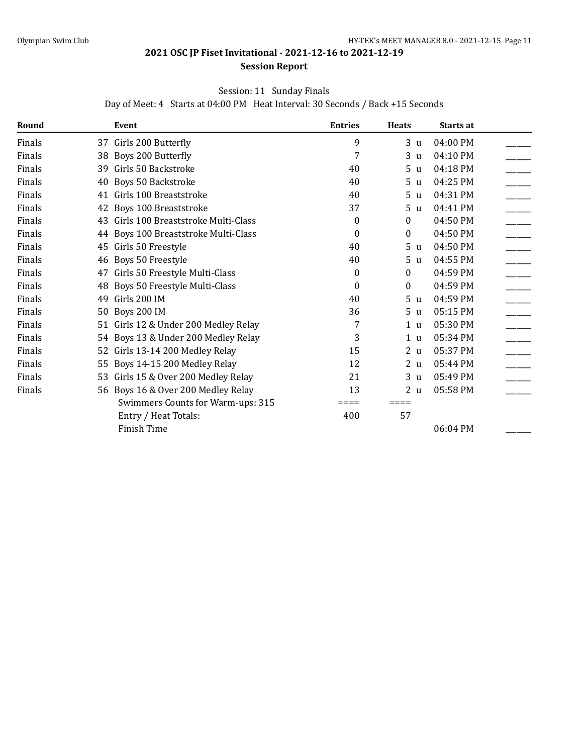## 2021 OSC JP Fiset Invitational - 2021-12-16 to 2021-12-19

### Session Report

Session: 11 Sunday Finals

Day of Meet: 4 Starts at 04:00 PM Heat Interval: 30 Seconds / Back +15 Seconds

| Round | | Event | Entries | Heats | | Starts at | |
|---|---|---|---|---|---|---|---|
| Finals | 37 | Girls 200 Butterfly | 9 | 3 | u | 04:00 PM | ______ |
| Finals | 38 | Boys 200 Butterfly | 7 | 3 | u | 04:10 PM | ______ |
| Finals | 39 | Girls 50 Backstroke | 40 | 5 | u | 04:18 PM | ______ |
| Finals | 40 | Boys 50 Backstroke | 40 | 5 | u | 04:25 PM | ______ |
| Finals | 41 | Girls 100 Breaststroke | 40 | 5 | u | 04:31 PM | ______ |
| Finals | 42 | Boys 100 Breaststroke | 37 | 5 | u | 04:41 PM | ______ |
| Finals | 43 | Girls 100 Breaststroke Multi-Class | 0 | 0 | | 04:50 PM | ______ |
| Finals | 44 | Boys 100 Breaststroke Multi-Class | 0 | 0 | | 04:50 PM | ______ |
| Finals | 45 | Girls 50 Freestyle | 40 | 5 | u | 04:50 PM | ______ |
| Finals | 46 | Boys 50 Freestyle | 40 | 5 | u | 04:55 PM | ______ |
| Finals | 47 | Girls 50 Freestyle Multi-Class | 0 | 0 | | 04:59 PM | ______ |
| Finals | 48 | Boys 50 Freestyle Multi-Class | 0 | 0 | | 04:59 PM | ______ |
| Finals | 49 | Girls 200 IM | 40 | 5 | u | 04:59 PM | ______ |
| Finals | 50 | Boys 200 IM | 36 | 5 | u | 05:15 PM | ______ |
| Finals | 51 | Girls 12 & Under 200 Medley Relay | 7 | 1 | u | 05:30 PM | ______ |
| Finals | 54 | Boys 13 & Under 200 Medley Relay | 3 | 1 | u | 05:34 PM | ______ |
| Finals | 52 | Girls 13-14 200 Medley Relay | 15 | 2 | u | 05:37 PM | ______ |
| Finals | 55 | Boys 14-15 200 Medley Relay | 12 | 2 | u | 05:44 PM | ______ |
| Finals | 53 | Girls 15 & Over 200 Medley Relay | 21 | 3 | u | 05:49 PM | ______ |
| Finals | 56 | Boys 16 & Over 200 Medley Relay | 13 | 2 | u | 05:58 PM | ______ |
| | | Swimmers Counts for Warm-ups: 315 | ==== | ==== | | | |
| | | Entry / Heat Totals: | 400 | 57 | | | |
| | | Finish Time | | | | 06:04 PM | ______ |